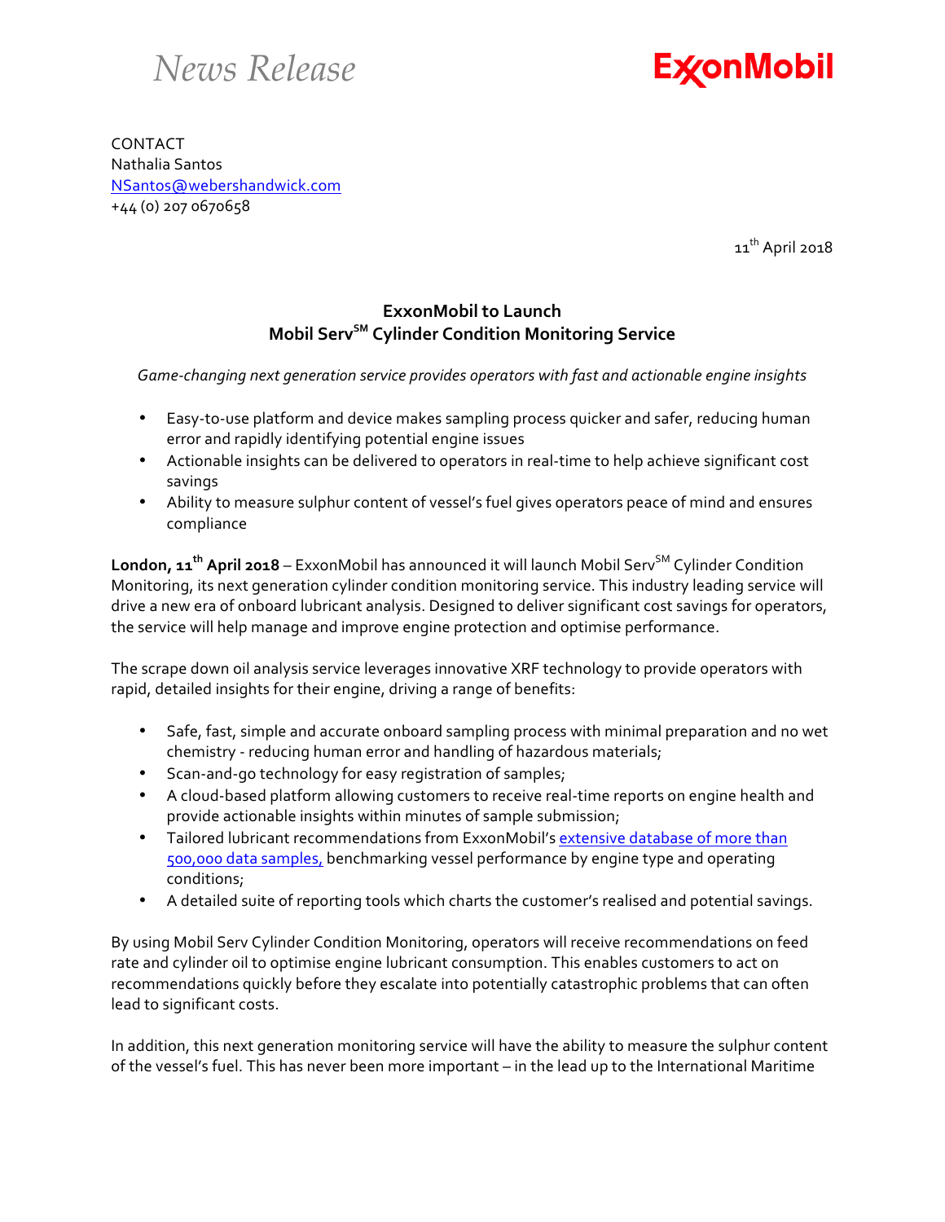*News Release*

**ExxonMobil**

CONTACT
Nathalia Santos
NSantos@webershandwick.com
+44 (0) 207 0670658

11th April 2018

## ExxonMobil to Launch Mobil Serv℠ Cylinder Condition Monitoring Service

*Game-changing next generation service provides operators with fast and actionable engine insights*

- Easy-to-use platform and device makes sampling process quicker and safer, reducing human error and rapidly identifying potential engine issues
- Actionable insights can be delivered to operators in real-time to help achieve significant cost savings
- Ability to measure sulphur content of vessel's fuel gives operators peace of mind and ensures compliance

**London, 11th April 2018** – ExxonMobil has announced it will launch Mobil Serv℠ Cylinder Condition Monitoring, its next generation cylinder condition monitoring service. This industry leading service will drive a new era of onboard lubricant analysis. Designed to deliver significant cost savings for operators, the service will help manage and improve engine protection and optimise performance.

The scrape down oil analysis service leverages innovative XRF technology to provide operators with rapid, detailed insights for their engine, driving a range of benefits:

- Safe, fast, simple and accurate onboard sampling process with minimal preparation and no wet chemistry - reducing human error and handling of hazardous materials;
- Scan-and-go technology for easy registration of samples;
- A cloud-based platform allowing customers to receive real-time reports on engine health and provide actionable insights within minutes of sample submission;
- Tailored lubricant recommendations from ExxonMobil's extensive database of more than 500,000 data samples, benchmarking vessel performance by engine type and operating conditions;
- A detailed suite of reporting tools which charts the customer's realised and potential savings.

By using Mobil Serv Cylinder Condition Monitoring, operators will receive recommendations on feed rate and cylinder oil to optimise engine lubricant consumption. This enables customers to act on recommendations quickly before they escalate into potentially catastrophic problems that can often lead to significant costs.

In addition, this next generation monitoring service will have the ability to measure the sulphur content of the vessel's fuel. This has never been more important – in the lead up to the International Maritime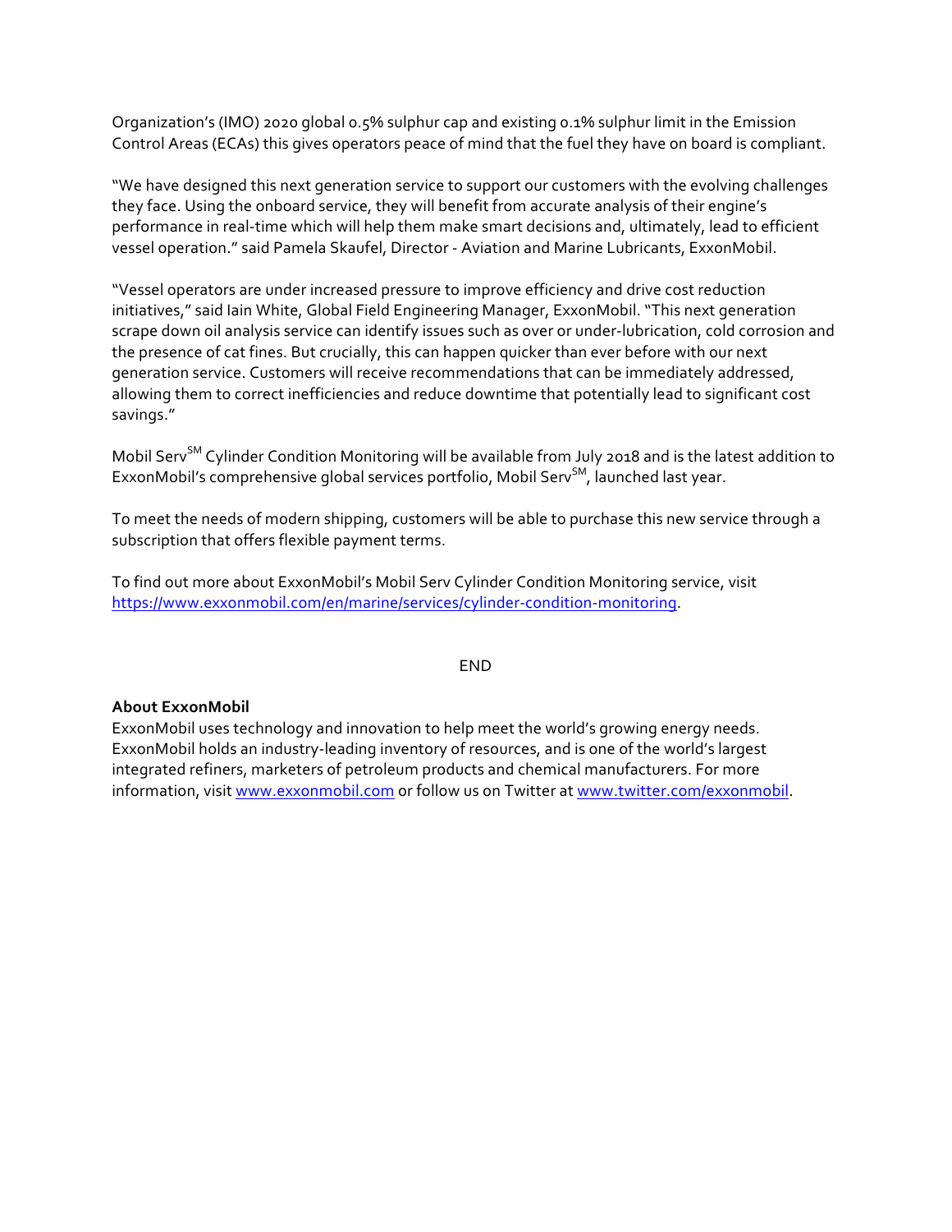Organization's (IMO) 2020 global 0.5% sulphur cap and existing 0.1% sulphur limit in the Emission Control Areas (ECAs) this gives operators peace of mind that the fuel they have on board is compliant.

"We have designed this next generation service to support our customers with the evolving challenges they face. Using the onboard service, they will benefit from accurate analysis of their engine's performance in real-time which will help them make smart decisions and, ultimately, lead to efficient vessel operation." said Pamela Skaufel, Director - Aviation and Marine Lubricants, ExxonMobil.

"Vessel operators are under increased pressure to improve efficiency and drive cost reduction initiatives," said Iain White, Global Field Engineering Manager, ExxonMobil. "This next generation scrape down oil analysis service can identify issues such as over or under-lubrication, cold corrosion and the presence of cat fines. But crucially, this can happen quicker than ever before with our next generation service. Customers will receive recommendations that can be immediately addressed, allowing them to correct inefficiencies and reduce downtime that potentially lead to significant cost savings."

Mobil Serv[SM] Cylinder Condition Monitoring will be available from July 2018 and is the latest addition to ExxonMobil's comprehensive global services portfolio, Mobil Serv[SM], launched last year.

To meet the needs of modern shipping, customers will be able to purchase this new service through a subscription that offers flexible payment terms.

To find out more about ExxonMobil's Mobil Serv Cylinder Condition Monitoring service, visit https://www.exxonmobil.com/en/marine/services/cylinder-condition-monitoring.

END

**About ExxonMobil**
ExxonMobil uses technology and innovation to help meet the world's growing energy needs. ExxonMobil holds an industry-leading inventory of resources, and is one of the world's largest integrated refiners, marketers of petroleum products and chemical manufacturers. For more information, visit www.exxonmobil.com or follow us on Twitter at www.twitter.com/exxonmobil.